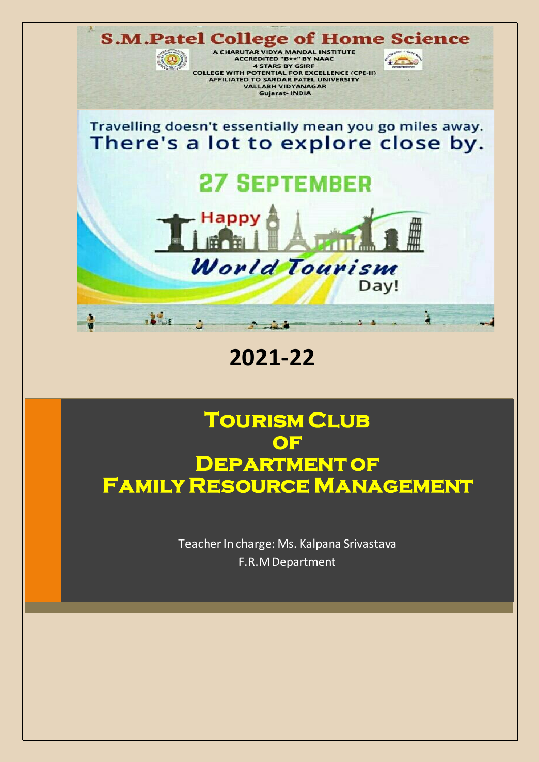# S.M.Patel College of Home Science

A CHARUTAR VIDYA MANDAL INSTITUTE
ACCREDITED "B++" BY NAAC
4 STARS BY GSIRF
COLLEGE WITH POTENTIAL FOR EXCELLENCE (CPE-II)
AFFILIATED TO SARDAR PATEL UNIVERSITY
VALLABH VIDYANAGAR
Gujarat- INDIA

Travelling doesn't essentially mean you go miles away.
There's a lot to explore close by.

27 SEPTEMBER

Happy World Tourism Day!

## 2021-22

# Tourism Club of Department of Family Resource Management

Teacher In charge: Ms. Kalpana Srivastava
F.R.M Department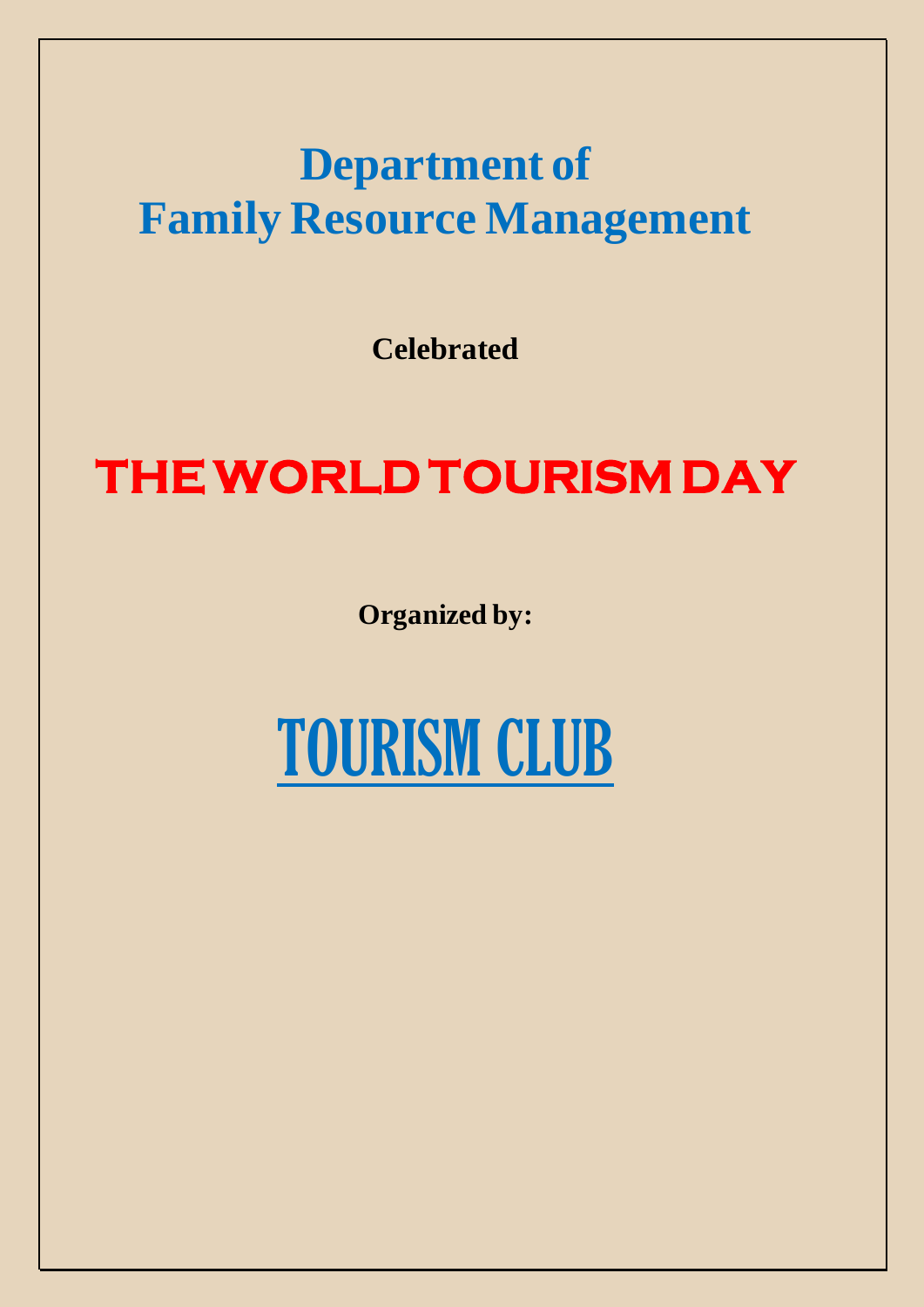# Department of Family Resource Management

**Celebrated**

## THE WORLD TOURISM DAY

**Organized by:**

# TOURISM CLUB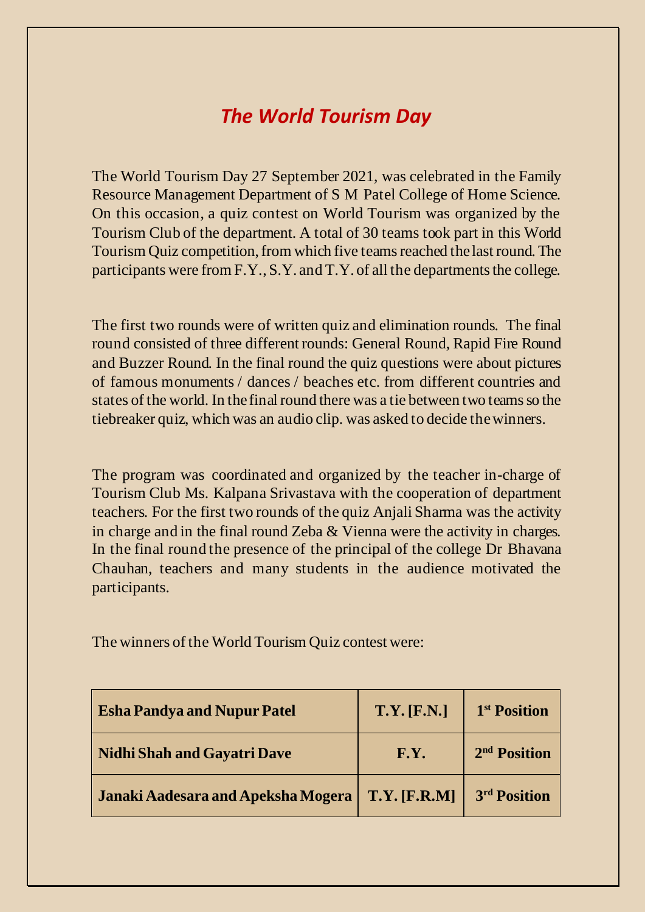# *The World Tourism Day*

The World Tourism Day 27 September 2021, was celebrated in the Family Resource Management Department of S M Patel College of Home Science. On this occasion, a quiz contest on World Tourism was organized by the Tourism Club of the department. A total of 30 teams took part in this World Tourism Quiz competition, from which five teams reached the last round. The participants were from F.Y., S.Y. and T.Y. of all the departments the college.

The first two rounds were of written quiz and elimination rounds. The final round consisted of three different rounds: General Round, Rapid Fire Round and Buzzer Round. In the final round the quiz questions were about pictures of famous monuments / dances / beaches etc. from different countries and states of the world. In the final round there was a tie between two teams so the tiebreaker quiz, which was an audio clip. was asked to decide the winners.

The program was coordinated and organized by the teacher in-charge of Tourism Club Ms. Kalpana Srivastava with the cooperation of department teachers. For the first two rounds of the quiz Anjali Sharma was the activity in charge and in the final round Zeba & Vienna were the activity in charges. In the final round the presence of the principal of the college Dr Bhavana Chauhan, teachers and many students in the audience motivated the participants.

The winners of the World Tourism Quiz contest were:

| Esha Pandya and Nupur Patel | T.Y. [F.N.] | 1st Position |
|---|---|---|
| Nidhi Shah and Gayatri Dave | F.Y. | 2nd Position |
| Janaki Aadesara and Apeksha Mogera | T.Y. [F.R.M] | 3rd Position |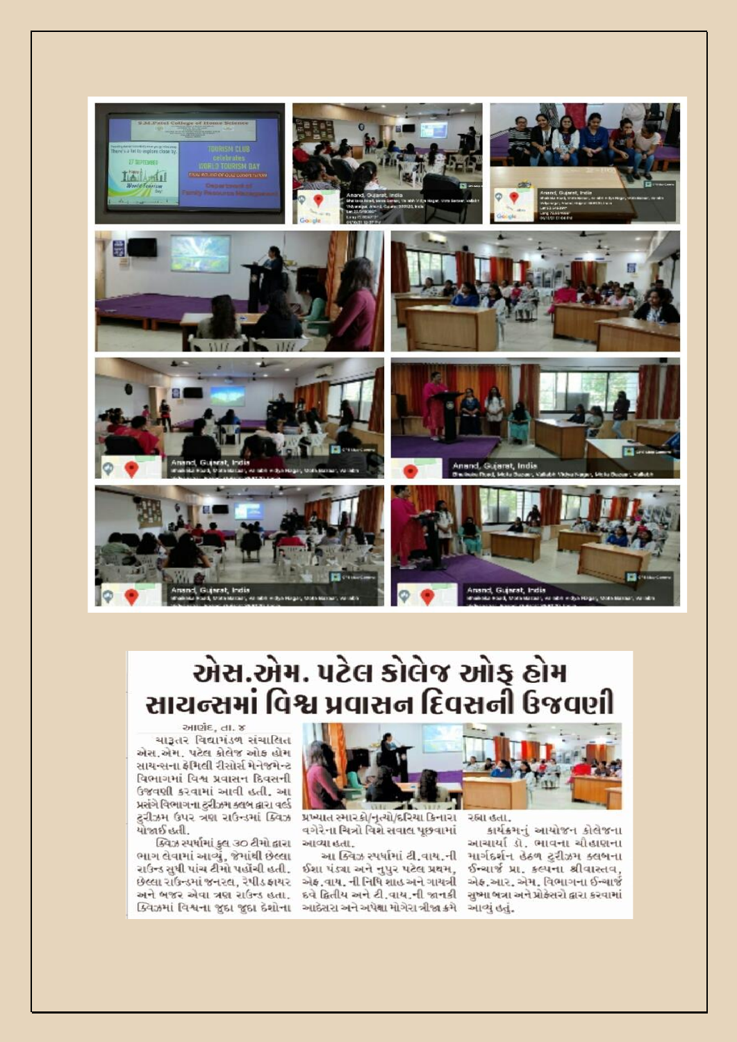# એસ.એમ. પટેલ કોલેજ ઓફ હોમ સાયન્સમાં વિશ્વ પ્રવાસન દિવસની ઉજવણી

આણંદ, તા. ૪

ચારૂતર વિદ્યામંડળ સંચાલિત એસ.એમ. પટેલ કોલેજ ઓફ હોમ સાયન્સના ફેમિલી રીસોર્સ મેનેજમેન્ટ વિભાગમાં વિશ્વ પ્રવાસન દિવસની ઉજવણી કરવામાં આવી હતી. આ પ્રસંગે વિભાગના ટુરીઝમ ક્લબ દ્વારા વર્લ્ડ ટુરીઝમ ઉપર ત્રણ રાઉન્ડમાં ક્વિઝ યોજાઈ હતી.

ક્વિઝ સ્પર્ધામાં કુલ ૩૦ ટીમો દ્વારા ભાગ લેવામાં આવ્યું, જેમાંથી છેલ્લા રાઉન્ડ સુધી પાંચ ટીમો પહોંચી હતી. છેલ્લા રાઉન્ડમાં જનરલ, રેપીડ ફાયર અને બઝર એવા ત્રણ રાઉન્ડ હતા. ક્વિઝમાં વિશ્વના જુદા જુદા દેશોના પ્રખ્યાત સ્મારકો/નૃત્યો/દરિયા કિનારા વગેરેના ચિત્રો વિશે સવાલ પૂછવામાં આવ્યા હતા.

આ ક્વિઝ સ્પર્ધામાં ટી.વાય.ની ઈશા પંડ્યા અને નુપુર પટેલ પ્રથમ, એફ.વાય.ની નિધિ શાહ અને ગાયત્રી દવે દ્વિતીય અને ટી.વાય.ની જાનકી આહેરરા અને અપેક્ષા મોગેરા ત્રીજા ક્રમે રહ્યા હતા.

કાર્યક્રમનું આયોજન કોલેજના આચાર્યા ડૉ. ભાવના ચૌહાણના માર્ગદર્શન હેઠળ ટુરીઝમ ક્લબના ઈન્ચાર્જ પ્રા. કલ્પના શ્રીવાસ્તવ, એફ.આર.એમ. વિભાગના ઈન્ચાર્જ સુષ્મા બત્રા અને પ્રોફેસરો દ્વારા કરવામાં આવ્યું હતું.